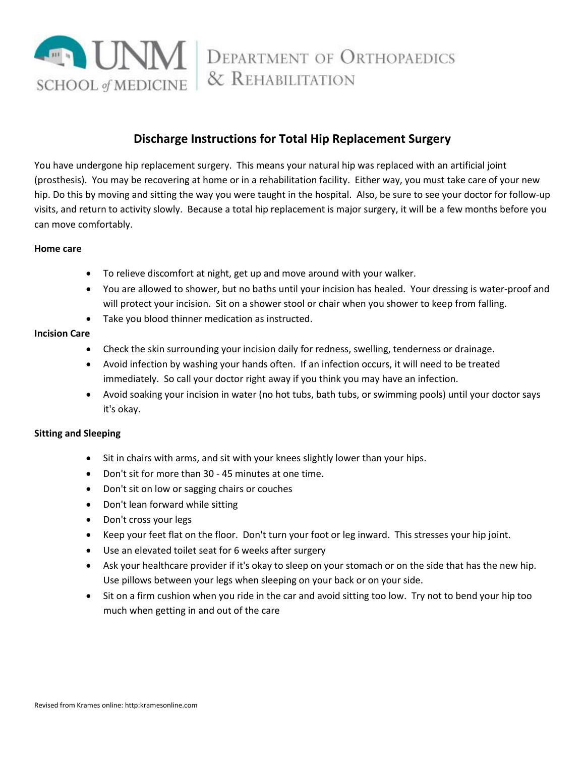UNM SCHOOL of MEDICINE | DEPARTMENT OF ORTHOPAEDICS & REHABILITATION

# Discharge Instructions for Total Hip Replacement Surgery

You have undergone hip replacement surgery. This means your natural hip was replaced with an artificial joint (prosthesis). You may be recovering at home or in a rehabilitation facility. Either way, you must take care of your new hip. Do this by moving and sitting the way you were taught in the hospital. Also, be sure to see your doctor for follow-up visits, and return to activity slowly. Because a total hip replacement is major surgery, it will be a few months before you can move comfortably.

**Home care**

- To relieve discomfort at night, get up and move around with your walker.
- You are allowed to shower, but no baths until your incision has healed. Your dressing is water-proof and will protect your incision. Sit on a shower stool or chair when you shower to keep from falling.
- Take you blood thinner medication as instructed.

**Incision Care**

- Check the skin surrounding your incision daily for redness, swelling, tenderness or drainage.
- Avoid infection by washing your hands often. If an infection occurs, it will need to be treated immediately. So call your doctor right away if you think you may have an infection.
- Avoid soaking your incision in water (no hot tubs, bath tubs, or swimming pools) until your doctor says it's okay.

**Sitting and Sleeping**

- Sit in chairs with arms, and sit with your knees slightly lower than your hips.
- Don't sit for more than 30 - 45 minutes at one time.
- Don't sit on low or sagging chairs or couches
- Don't lean forward while sitting
- Don't cross your legs
- Keep your feet flat on the floor. Don't turn your foot or leg inward. This stresses your hip joint.
- Use an elevated toilet seat for 6 weeks after surgery
- Ask your healthcare provider if it's okay to sleep on your stomach or on the side that has the new hip. Use pillows between your legs when sleeping on your back or on your side.
- Sit on a firm cushion when you ride in the car and avoid sitting too low. Try not to bend your hip too much when getting in and out of the care

Revised from Krames online: http:kramesonline.com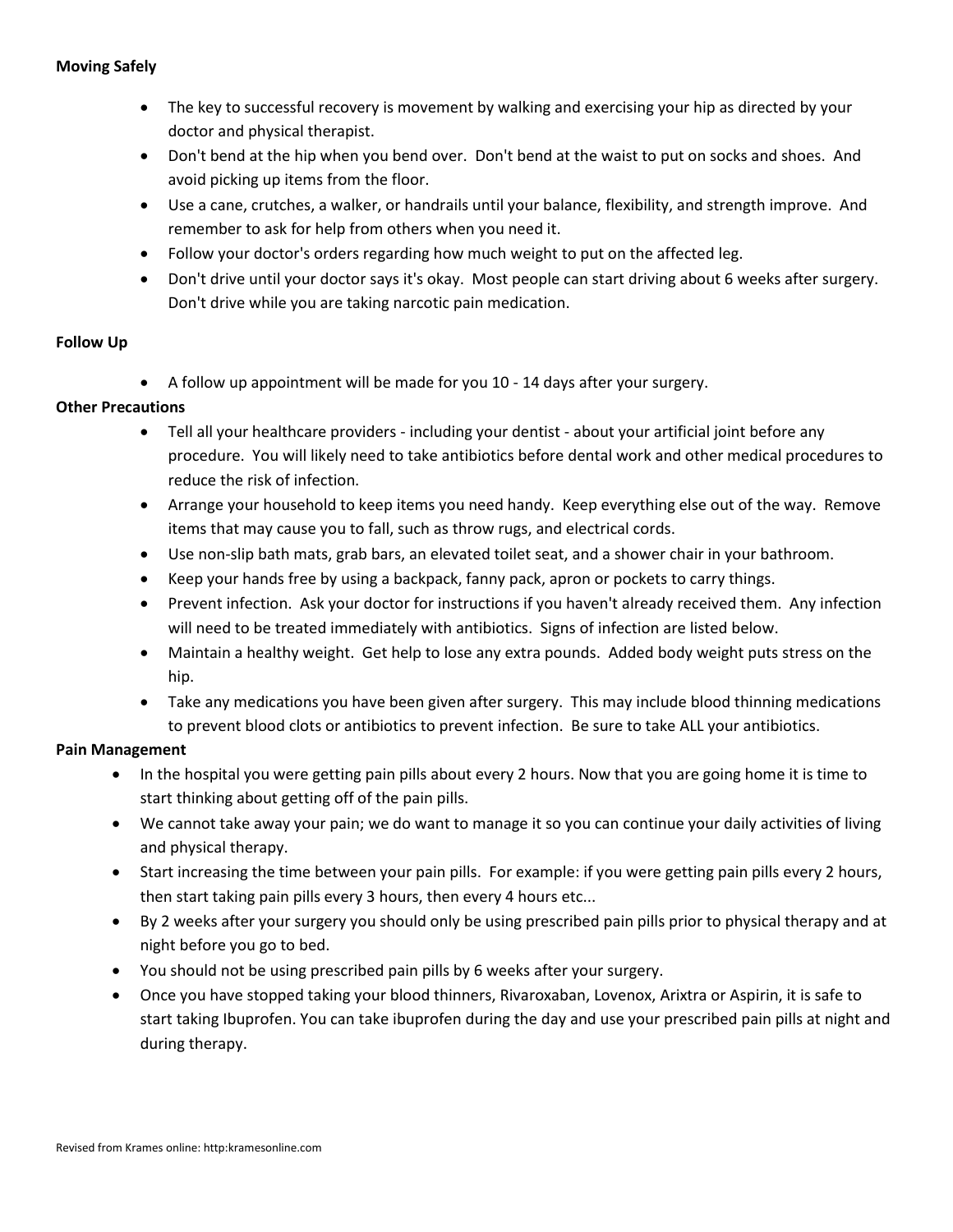**Moving Safely**

- The key to successful recovery is movement by walking and exercising your hip as directed by your doctor and physical therapist.
- Don't bend at the hip when you bend over. Don't bend at the waist to put on socks and shoes. And avoid picking up items from the floor.
- Use a cane, crutches, a walker, or handrails until your balance, flexibility, and strength improve. And remember to ask for help from others when you need it.
- Follow your doctor's orders regarding how much weight to put on the affected leg.
- Don't drive until your doctor says it's okay. Most people can start driving about 6 weeks after surgery. Don't drive while you are taking narcotic pain medication.

**Follow Up**

- A follow up appointment will be made for you 10 - 14 days after your surgery.

**Other Precautions**

- Tell all your healthcare providers - including your dentist - about your artificial joint before any procedure. You will likely need to take antibiotics before dental work and other medical procedures to reduce the risk of infection.
- Arrange your household to keep items you need handy. Keep everything else out of the way. Remove items that may cause you to fall, such as throw rugs, and electrical cords.
- Use non-slip bath mats, grab bars, an elevated toilet seat, and a shower chair in your bathroom.
- Keep your hands free by using a backpack, fanny pack, apron or pockets to carry things.
- Prevent infection. Ask your doctor for instructions if you haven't already received them. Any infection will need to be treated immediately with antibiotics. Signs of infection are listed below.
- Maintain a healthy weight. Get help to lose any extra pounds. Added body weight puts stress on the hip.
- Take any medications you have been given after surgery. This may include blood thinning medications to prevent blood clots or antibiotics to prevent infection. Be sure to take ALL your antibiotics.

**Pain Management**

- In the hospital you were getting pain pills about every 2 hours. Now that you are going home it is time to start thinking about getting off of the pain pills.
- We cannot take away your pain; we do want to manage it so you can continue your daily activities of living and physical therapy.
- Start increasing the time between your pain pills. For example: if you were getting pain pills every 2 hours, then start taking pain pills every 3 hours, then every 4 hours etc...
- By 2 weeks after your surgery you should only be using prescribed pain pills prior to physical therapy and at night before you go to bed.
- You should not be using prescribed pain pills by 6 weeks after your surgery.
- Once you have stopped taking your blood thinners, Rivaroxaban, Lovenox, Arixtra or Aspirin, it is safe to start taking Ibuprofen. You can take ibuprofen during the day and use your prescribed pain pills at night and during therapy.

Revised from Krames online: http:kramesonline.com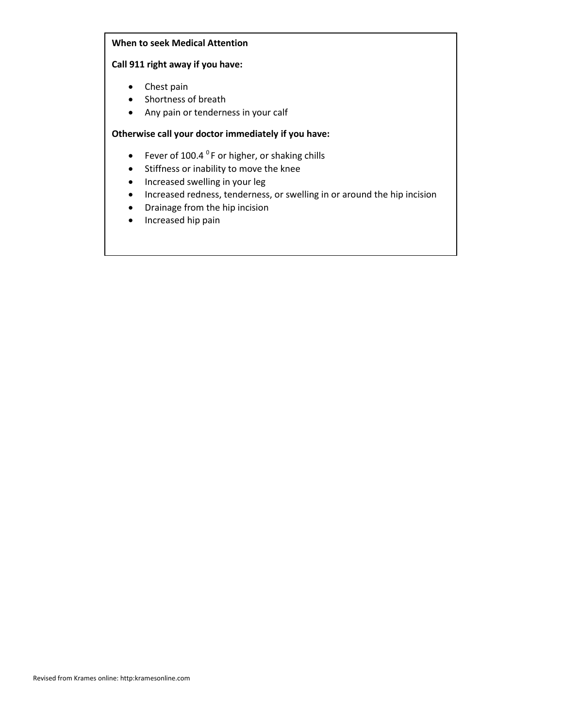**When to seek Medical Attention**

**Call 911 right away if you have:**

- Chest pain
- Shortness of breath
- Any pain or tenderness in your calf

**Otherwise call your doctor immediately if you have:**

- Fever of 100.4 $^{0}$F or higher, or shaking chills
- Stiffness or inability to move the knee
- Increased swelling in your leg
- Increased redness, tenderness, or swelling in or around the hip incision
- Drainage from the hip incision
- Increased hip pain

Revised from Krames online: http:kramesonline.com